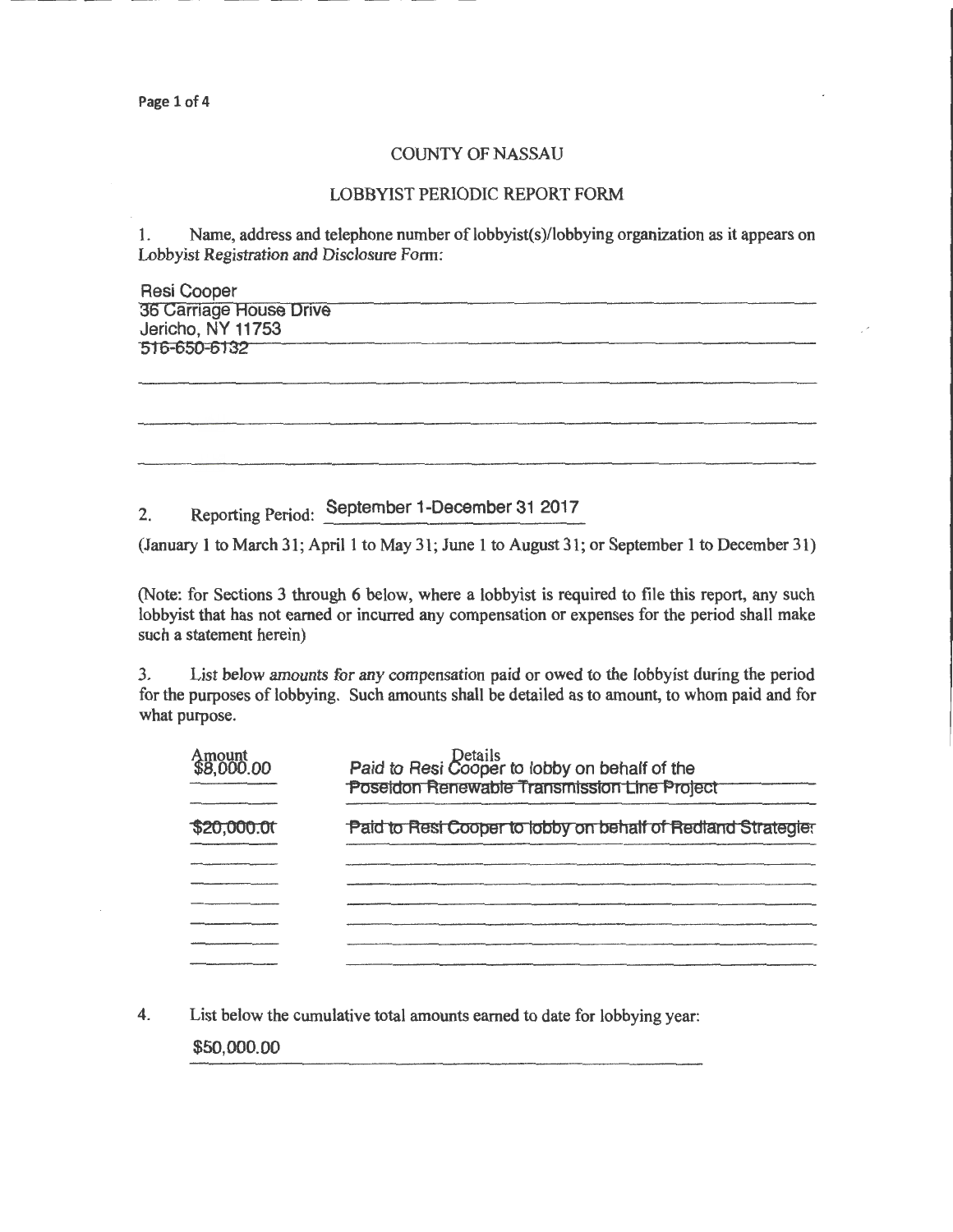# COUNTY OF NASSAU

## LOBBYIST PERIODIC REPORT FORM

1. Name, address and telephone number of lobbyist(s)/lobbying organization as it appears on *Lobbyist Registration and Disclosure Form*:

Resi Cooper
36 Carriage House Drive
Jericho, NY 11753
516-650-6132

2. Reporting Period: September 1-December 31 2017

(January 1 to March 31; April 1 to May 31; June 1 to August 31; or September 1 to December 31)

(Note: for Sections 3 through 6 below, where a lobbyist is required to file this report, any such lobbyist that has not earned or incurred any compensation or expenses for the period shall make such a statement herein)

3. List below *amounts for any compensation* paid or owed to the lobbyist during the period for the purposes of lobbying. Such amounts shall be detailed as to amount, to whom paid and for what purpose.

| Amount | Details |
|---|---|
| $8,000.00 | Paid to Resi Cooper to lobby on behalf of the Poseidon Renewable Transmission Line Project |
| $20,000.00 | Paid to Resi Cooper to lobby on behalf of Redland Strategies |

4. List below the cumulative total amounts earned to date for lobbying year:

$50,000.00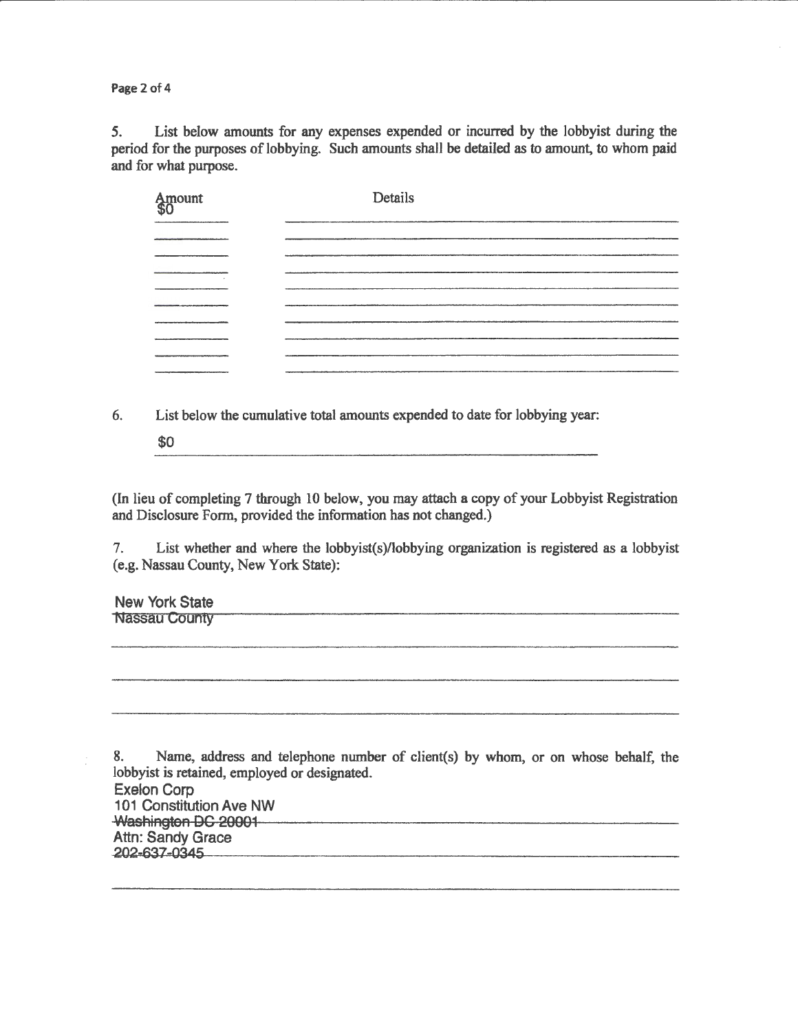5. List below amounts for any expenses expended or incurred by the lobbyist during the period for the purposes of lobbying. Such amounts shall be detailed as to amount, to whom paid and for what purpose.

| Amount | Details |
| --- | --- |
| $0 | |

6. List below the cumulative total amounts expended to date for lobbying year:

$0

(In lieu of completing 7 through 10 below, you may attach a copy of your Lobbyist Registration and Disclosure Form, provided the information has not changed.)

7. List whether and where the lobbyist(s)/lobbying organization is registered as a lobbyist (e.g. Nassau County, New York State):

New York State
Nassau County

8. Name, address and telephone number of client(s) by whom, or on whose behalf, the lobbyist is retained, employed or designated.

Exelon Corp
101 Constitution Ave NW
Washington DC 20001
Attn: Sandy Grace
202-637-0345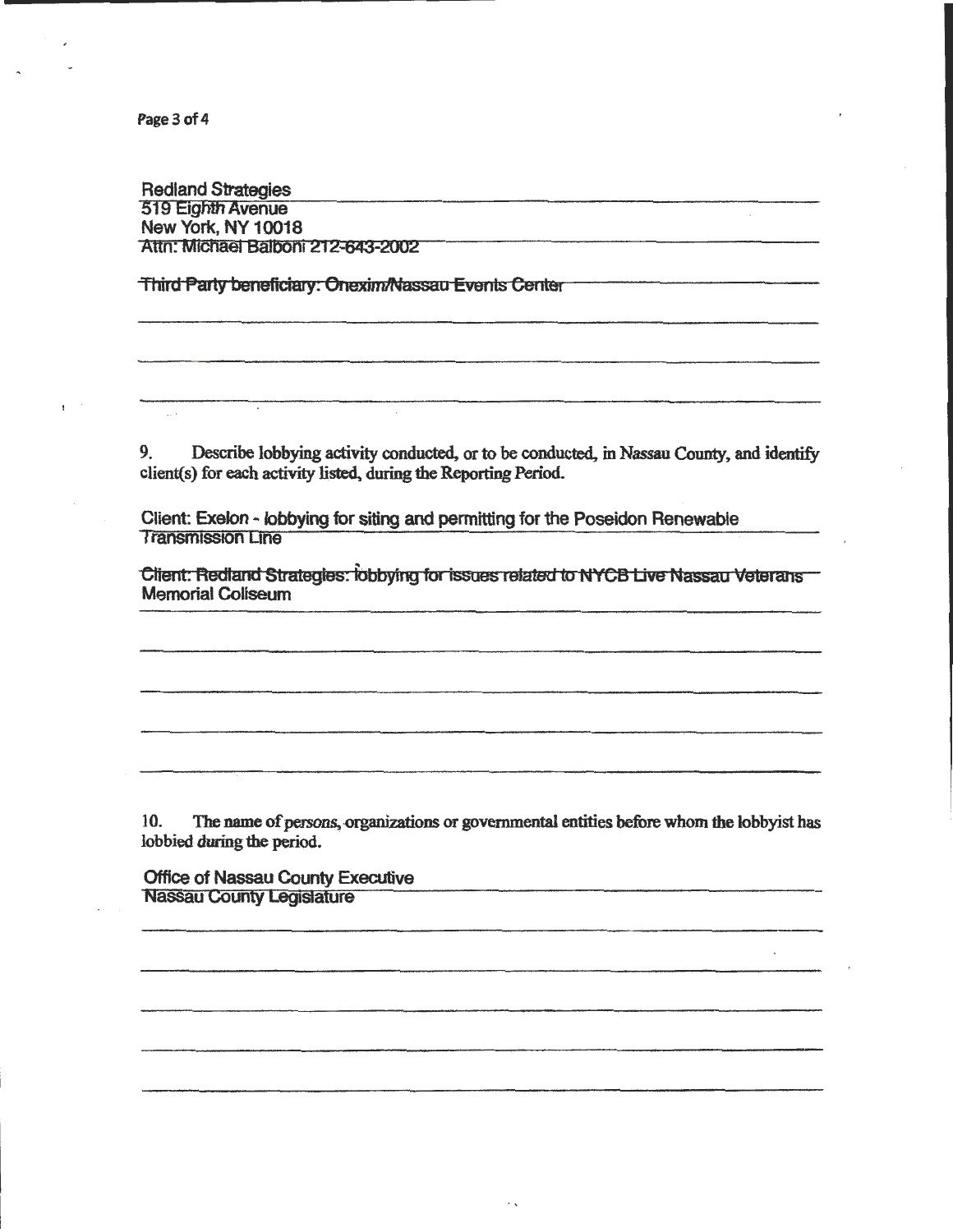Redland Strategies
519 Eighth Avenue
New York, NY 10018
Attn: Michael Balboni 212-643-2002

Third Party beneficiary: Onexim/Nassau Events Center

9. Describe lobbying activity conducted, or to be conducted, in Nassau County, and identify client(s) for each activity listed, during the Reporting Period.

Client: Exelon - lobbying for siting and permitting for the Poseidon Renewable Transmission Line

Client: Redland Strategies: lobbying for issues related to NYCB Live Nassau Veterans Memorial Coliseum

10. The name of persons, organizations or governmental entities before whom the lobbyist has lobbied during the period.

Office of Nassau County Executive
Nassau County Legislature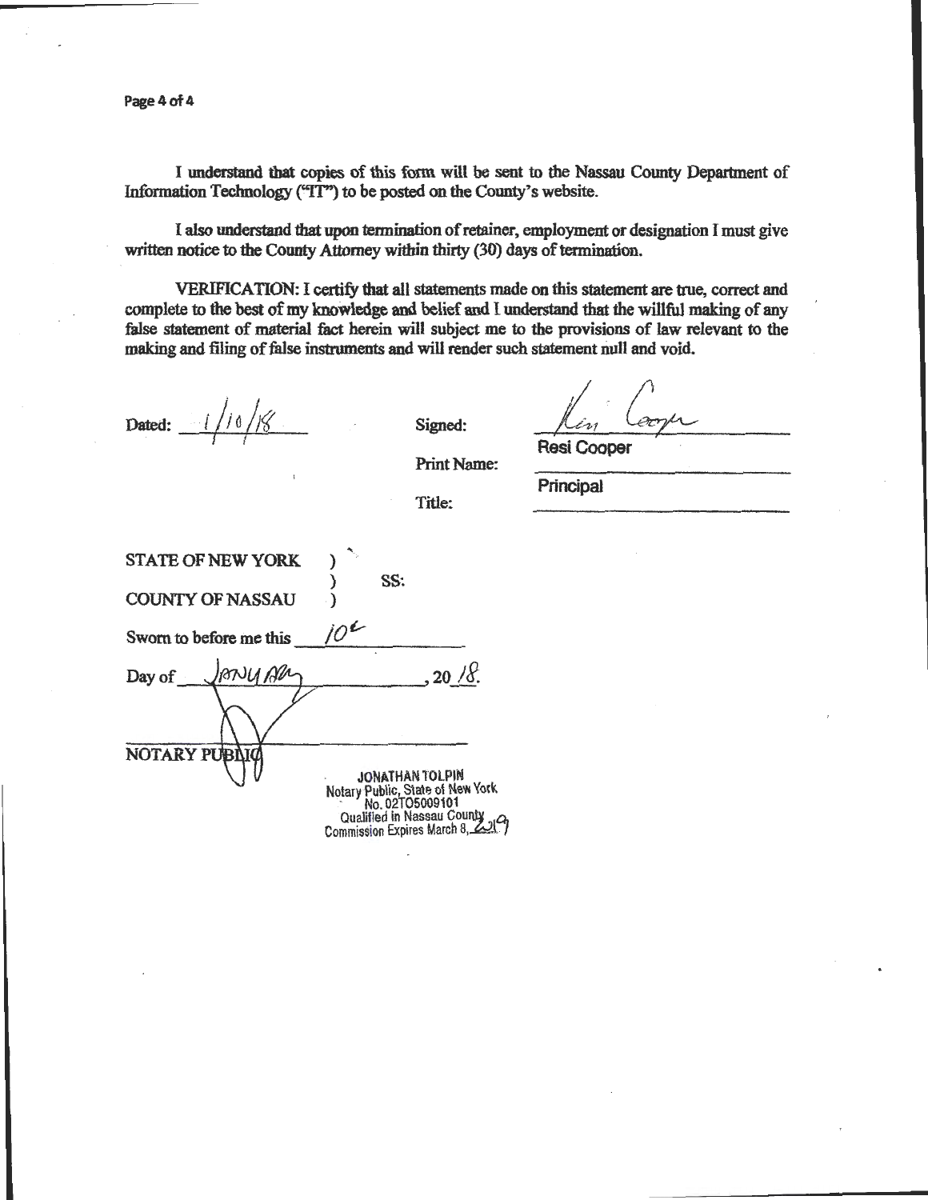I understand that copies of this form will be sent to the Nassau County Department of Information Technology ("IT") to be posted on the County's website.

I also understand that upon termination of retainer, employment or designation I must give written notice to the County Attorney within thirty (30) days of termination.

VERIFICATION: I certify that all statements made on this statement are true, correct and complete to the best of my knowledge and belief and I understand that the willful making of any false statement of material fact herein will subject me to the provisions of law relevant to the making and filing of false instruments and will render such statement null and void.

Dated: 1/10/18

Signed: Resi Cooper

Print Name: Resi Cooper

Title: Principal

STATE OF NEW YORK )
) SS:
COUNTY OF NASSAU )

Sworn to before me this 10th

Day of January, 20 18.

NOTARY PUBLIC

JONATHAN TOLPIN
Notary Public, State of New York
No. 02TO5009101
Qualified in Nassau County
Commission Expires March 8, 2019